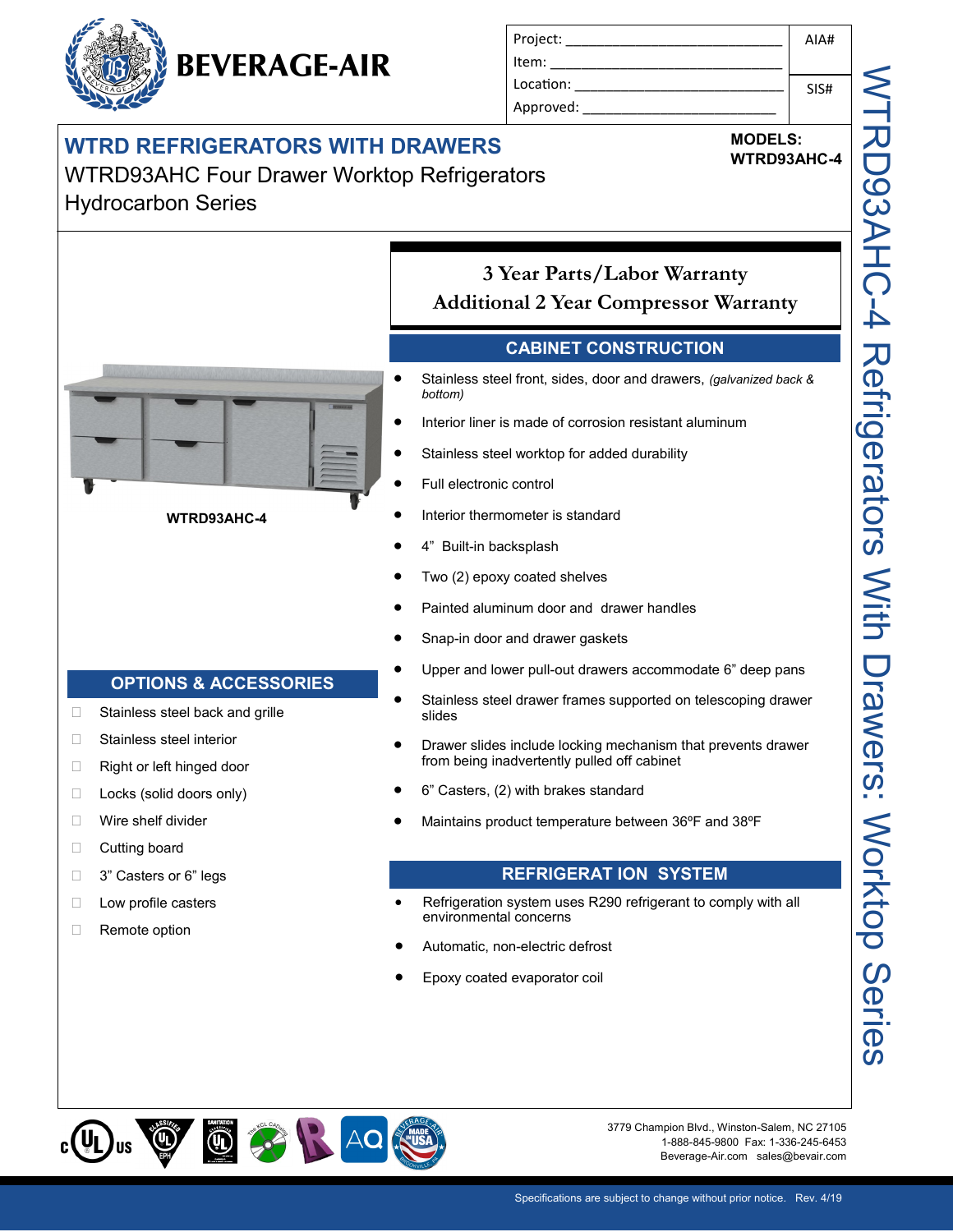# BEVERAGE-AIR

| Project: ______________________ | AIA# |
|---|---|
| Item: ______________________ | |
| Location: ______________________ | SIS# |
| Approved: ______________________ | |

## WTRD REFRIGERATORS WITH DRAWERS

WTRD93AHC Four Drawer Worktop Refrigerators

Hydrocarbon Series

**MODELS:**
**WTRD93AHC-4**

WTRD93AHC-4 Refrigerators With Drawers: Worktop Series

**WTRD93AHC-4**

### 3 Year Parts/Labor Warranty
### Additional 2 Year Compressor Warranty

## CABINET CONSTRUCTION

- Stainless steel front, sides, door and drawers, *(galvanized back & bottom)*
- Interior liner is made of corrosion resistant aluminum
- Stainless steel worktop for added durability
- Full electronic control
- Interior thermometer is standard
- 4” Built-in backsplash
- Two (2) epoxy coated shelves
- Painted aluminum door and drawer handles
- Snap-in door and drawer gaskets
- Upper and lower pull-out drawers accommodate 6” deep pans
- Stainless steel drawer frames supported on telescoping drawer slides
- Drawer slides include locking mechanism that prevents drawer from being inadvertently pulled off cabinet
- 6” Casters, (2) with brakes standard
- Maintains product temperature between 36ºF and 38ºF

## OPTIONS & ACCESSORIES

- ☐ Stainless steel back and grille
- ☐ Stainless steel interior
- ☐ Right or left hinged door
- ☐ Locks (solid doors only)
- ☐ Wire shelf divider
- ☐ Cutting board
- ☐ 3” Casters or 6” legs
- ☐ Low profile casters
- ☐ Remote option

## REFRIGERAT ION SYSTEM

- Refrigeration system uses R290 refrigerant to comply with all environmental concerns
- Automatic, non-electric defrost
- Epoxy coated evaporator coil

3779 Champion Blvd., Winston-Salem, NC 27105
1-888-845-9800 Fax: 1-336-245-6453
Beverage-Air.com sales@bevair.com

Specifications are subject to change without prior notice. Rev. 4/19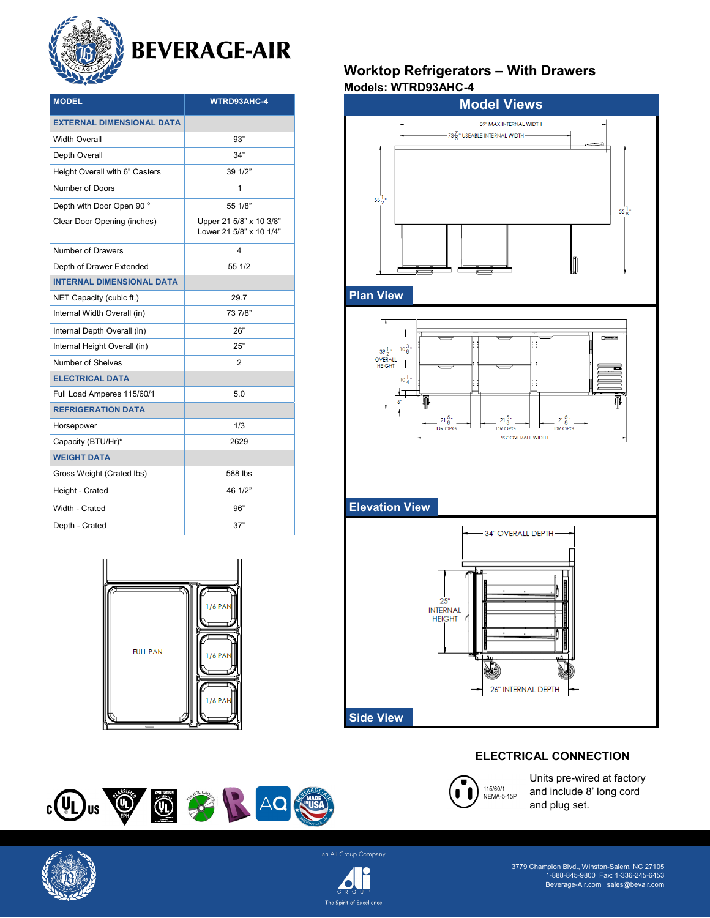# BEVERAGE-AIR

## Worktop Refrigerators – With Drawers

**Models: WTRD93AHC-4**

| MODEL | WTRD93AHC-4 |
|---|---|
| **EXTERNAL DIMENSIONAL DATA** | |
| Width Overall | 93" |
| Depth Overall | 34" |
| Height Overall with 6" Casters | 39 1/2" |
| Number of Doors | 1 |
| Depth with Door Open 90 ° | 55 1/8" |
| Clear Door Opening (inches) | Upper 21 5/8" x 10 3/8" Lower 21 5/8" x 10 1/4" |
| Number of Drawers | 4 |
| Depth of Drawer Extended | 55 1/2 |
| **INTERNAL DIMENSIONAL DATA** | |
| NET Capacity (cubic ft.) | 29.7 |
| Internal Width Overall (in) | 73 7/8" |
| Internal Depth Overall (in) | 26" |
| Internal Height Overall (in) | 25" |
| Number of Shelves | 2 |
| **ELECTRICAL DATA** | |
| Full Load Amperes 115/60/1 | 5.0 |
| **REFRIGERATION DATA** | |
| Horsepower | 1/3 |
| Capacity (BTU/Hr)* | 2629 |
| **WEIGHT DATA** | |
| Gross Weight (Crated lbs) | 588 lbs |
| Height - Crated | 46 1/2" |
| Width - Crated | 96" |
| Depth - Crated | 37" |

## Model Views

89" MAX INTERNAL WIDTH
73 7/8" USEABLE INTERNAL WIDTH
55 1/2"
55 1/8"

### Plan View

39 1/2" OVERALL HEIGHT
10 3/8"
10 1/4"
6"
21 5/8" DR OPG
21 5/8" DR OPG
21 5/8" DR OPG
93" OVERALL WIDTH

### Elevation View

34" OVERALL DEPTH
25" INTERNAL HEIGHT
26" INTERNAL DEPTH

### Side View

FULL PAN
1/6 PAN
1/6 PAN
1/6 PAN

## ELECTRICAL CONNECTION

115/60/1
NEMA-5-15P

Units pre-wired at factory and include 8' long cord and plug set.

an Ali Group Company
The Spirit of Excellence

3779 Champion Blvd., Winston-Salem, NC 27105
1-888-845-9800 Fax: 1-336-245-6453
Beverage-Air.com sales@bevair.com